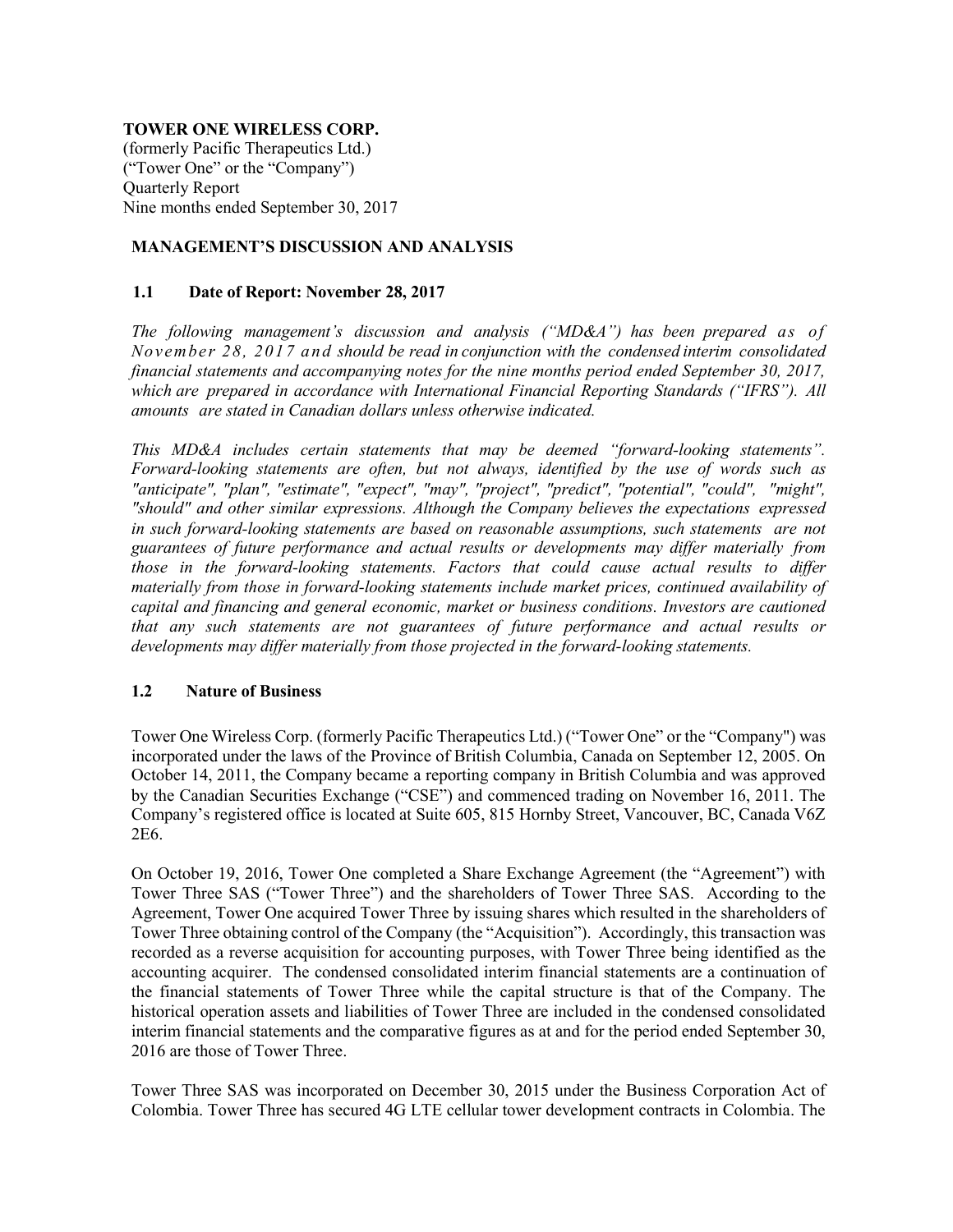**TOWER ONE WIRELESS CORP.**
(formerly Pacific Therapeutics Ltd.)
("Tower One" or the "Company")
Quarterly Report
Nine months ended September 30, 2017

## MANAGEMENT'S DISCUSSION AND ANALYSIS

### 1.1 Date of Report: November 28, 2017

*The following management's discussion and analysis ("MD&A") has been prepared as of November 28, 2017 and should be read in conjunction with the condensed interim consolidated financial statements and accompanying notes for the nine months period ended September 30, 2017, which are prepared in accordance with International Financial Reporting Standards ("IFRS"). All amounts are stated in Canadian dollars unless otherwise indicated.*

*This MD&A includes certain statements that may be deemed "forward-looking statements". Forward-looking statements are often, but not always, identified by the use of words such as "anticipate", "plan", "estimate", "expect", "may", "project", "predict", "potential", "could", "might", "should" and other similar expressions. Although the Company believes the expectations expressed in such forward-looking statements are based on reasonable assumptions, such statements are not guarantees of future performance and actual results or developments may differ materially from those in the forward-looking statements. Factors that could cause actual results to differ materially from those in forward-looking statements include market prices, continued availability of capital and financing and general economic, market or business conditions. Investors are cautioned that any such statements are not guarantees of future performance and actual results or developments may differ materially from those projected in the forward-looking statements.*

### 1.2 Nature of Business

Tower One Wireless Corp. (formerly Pacific Therapeutics Ltd.) ("Tower One" or the "Company") was incorporated under the laws of the Province of British Columbia, Canada on September 12, 2005. On October 14, 2011, the Company became a reporting company in British Columbia and was approved by the Canadian Securities Exchange ("CSE") and commenced trading on November 16, 2011. The Company's registered office is located at Suite 605, 815 Hornby Street, Vancouver, BC, Canada V6Z 2E6.

On October 19, 2016, Tower One completed a Share Exchange Agreement (the "Agreement") with Tower Three SAS ("Tower Three") and the shareholders of Tower Three SAS. According to the Agreement, Tower One acquired Tower Three by issuing shares which resulted in the shareholders of Tower Three obtaining control of the Company (the "Acquisition"). Accordingly, this transaction was recorded as a reverse acquisition for accounting purposes, with Tower Three being identified as the accounting acquirer. The condensed consolidated interim financial statements are a continuation of the financial statements of Tower Three while the capital structure is that of the Company. The historical operation assets and liabilities of Tower Three are included in the condensed consolidated interim financial statements and the comparative figures as at and for the period ended September 30, 2016 are those of Tower Three.

Tower Three SAS was incorporated on December 30, 2015 under the Business Corporation Act of Colombia. Tower Three has secured 4G LTE cellular tower development contracts in Colombia. The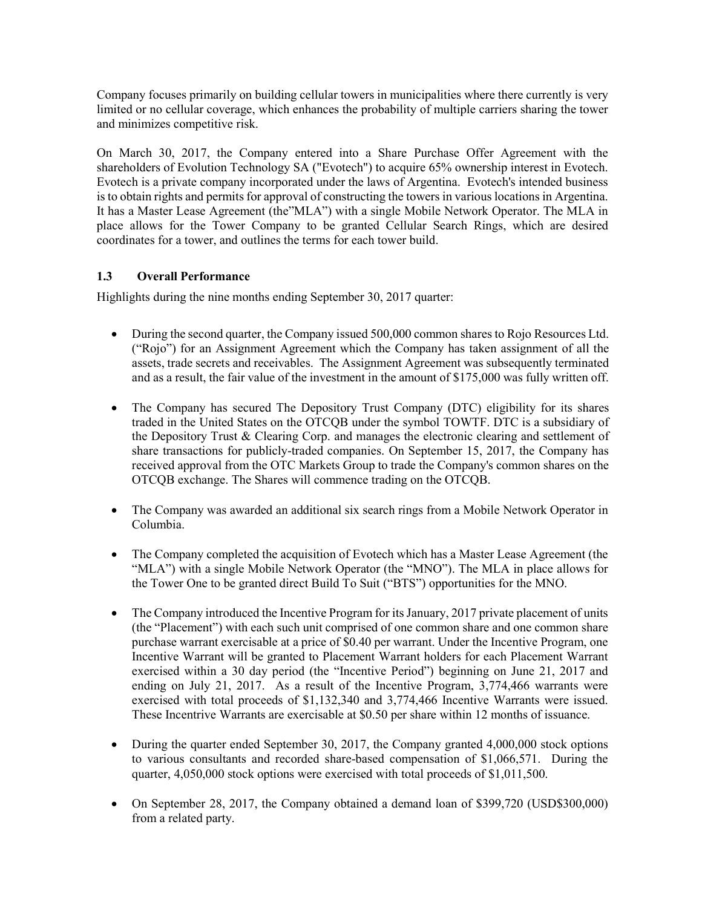Company focuses primarily on building cellular towers in municipalities where there currently is very limited or no cellular coverage, which enhances the probability of multiple carriers sharing the tower and minimizes competitive risk.

On March 30, 2017, the Company entered into a Share Purchase Offer Agreement with the shareholders of Evolution Technology SA ("Evotech") to acquire 65% ownership interest in Evotech. Evotech is a private company incorporated under the laws of Argentina. Evotech's intended business is to obtain rights and permits for approval of constructing the towers in various locations in Argentina. It has a Master Lease Agreement (the"MLA") with a single Mobile Network Operator. The MLA in place allows for the Tower Company to be granted Cellular Search Rings, which are desired coordinates for a tower, and outlines the terms for each tower build.

## 1.3 Overall Performance

Highlights during the nine months ending September 30, 2017 quarter:

- During the second quarter, the Company issued 500,000 common shares to Rojo Resources Ltd. ("Rojo") for an Assignment Agreement which the Company has taken assignment of all the assets, trade secrets and receivables. The Assignment Agreement was subsequently terminated and as a result, the fair value of the investment in the amount of $175,000 was fully written off.

- The Company has secured The Depository Trust Company (DTC) eligibility for its shares traded in the United States on the OTCQB under the symbol TOWTF. DTC is a subsidiary of the Depository Trust & Clearing Corp. and manages the electronic clearing and settlement of share transactions for publicly-traded companies. On September 15, 2017, the Company has received approval from the OTC Markets Group to trade the Company's common shares on the OTCQB exchange. The Shares will commence trading on the OTCQB.

- The Company was awarded an additional six search rings from a Mobile Network Operator in Columbia.

- The Company completed the acquisition of Evotech which has a Master Lease Agreement (the "MLA") with a single Mobile Network Operator (the "MNO"). The MLA in place allows for the Tower One to be granted direct Build To Suit ("BTS") opportunities for the MNO.

- The Company introduced the Incentive Program for its January, 2017 private placement of units (the "Placement") with each such unit comprised of one common share and one common share purchase warrant exercisable at a price of $0.40 per warrant. Under the Incentive Program, one Incentive Warrant will be granted to Placement Warrant holders for each Placement Warrant exercised within a 30 day period (the "Incentive Period") beginning on June 21, 2017 and ending on July 21, 2017. As a result of the Incentive Program, 3,774,466 warrants were exercised with total proceeds of $1,132,340 and 3,774,466 Incentive Warrants were issued. These Incentrive Warrants are exercisable at $0.50 per share within 12 months of issuance.

- During the quarter ended September 30, 2017, the Company granted 4,000,000 stock options to various consultants and recorded share-based compensation of $1,066,571. During the quarter, 4,050,000 stock options were exercised with total proceeds of $1,011,500.

- On September 28, 2017, the Company obtained a demand loan of $399,720 (USD$300,000) from a related party.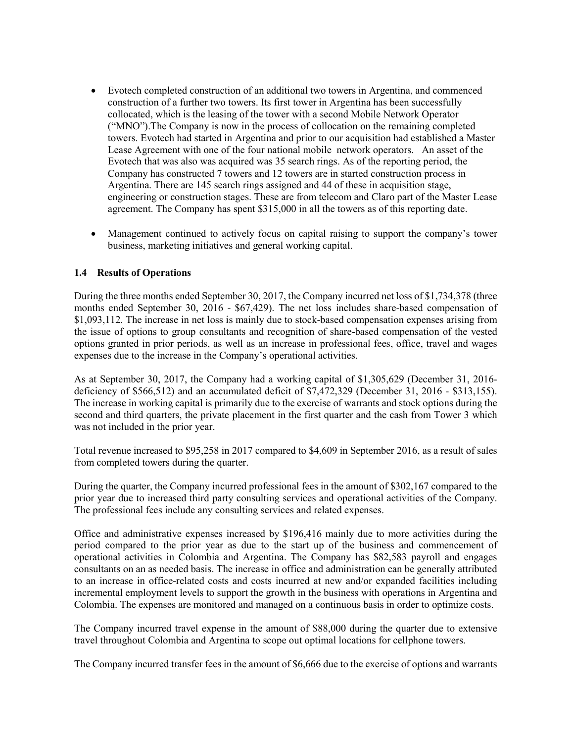- Evotech completed construction of an additional two towers in Argentina, and commenced construction of a further two towers. Its first tower in Argentina has been successfully collocated, which is the leasing of the tower with a second Mobile Network Operator ("MNO").The Company is now in the process of collocation on the remaining completed towers. Evotech had started in Argentina and prior to our acquisition had established a Master Lease Agreement with one of the four national mobile network operators. An asset of the Evotech that was also was acquired was 35 search rings. As of the reporting period, the Company has constructed 7 towers and 12 towers are in started construction process in Argentina. There are 145 search rings assigned and 44 of these in acquisition stage, engineering or construction stages. These are from telecom and Claro part of the Master Lease agreement. The Company has spent $315,000 in all the towers as of this reporting date.

- Management continued to actively focus on capital raising to support the company's tower business, marketing initiatives and general working capital.

### 1.4 Results of Operations

During the three months ended September 30, 2017, the Company incurred net loss of $1,734,378 (three months ended September 30, 2016 - $67,429). The net loss includes share-based compensation of $1,093,112. The increase in net loss is mainly due to stock-based compensation expenses arising from the issue of options to group consultants and recognition of share-based compensation of the vested options granted in prior periods, as well as an increase in professional fees, office, travel and wages expenses due to the increase in the Company's operational activities.

As at September 30, 2017, the Company had a working capital of $1,305,629 (December 31, 2016- deficiency of $566,512) and an accumulated deficit of $7,472,329 (December 31, 2016 - $313,155). The increase in working capital is primarily due to the exercise of warrants and stock options during the second and third quarters, the private placement in the first quarter and the cash from Tower 3 which was not included in the prior year.

Total revenue increased to $95,258 in 2017 compared to $4,609 in September 2016, as a result of sales from completed towers during the quarter.

During the quarter, the Company incurred professional fees in the amount of $302,167 compared to the prior year due to increased third party consulting services and operational activities of the Company. The professional fees include any consulting services and related expenses.

Office and administrative expenses increased by $196,416 mainly due to more activities during the period compared to the prior year as due to the start up of the business and commencement of operational activities in Colombia and Argentina. The Company has $82,583 payroll and engages consultants on an as needed basis. The increase in office and administration can be generally attributed to an increase in office-related costs and costs incurred at new and/or expanded facilities including incremental employment levels to support the growth in the business with operations in Argentina and Colombia. The expenses are monitored and managed on a continuous basis in order to optimize costs.

The Company incurred travel expense in the amount of $88,000 during the quarter due to extensive travel throughout Colombia and Argentina to scope out optimal locations for cellphone towers.

The Company incurred transfer fees in the amount of $6,666 due to the exercise of options and warrants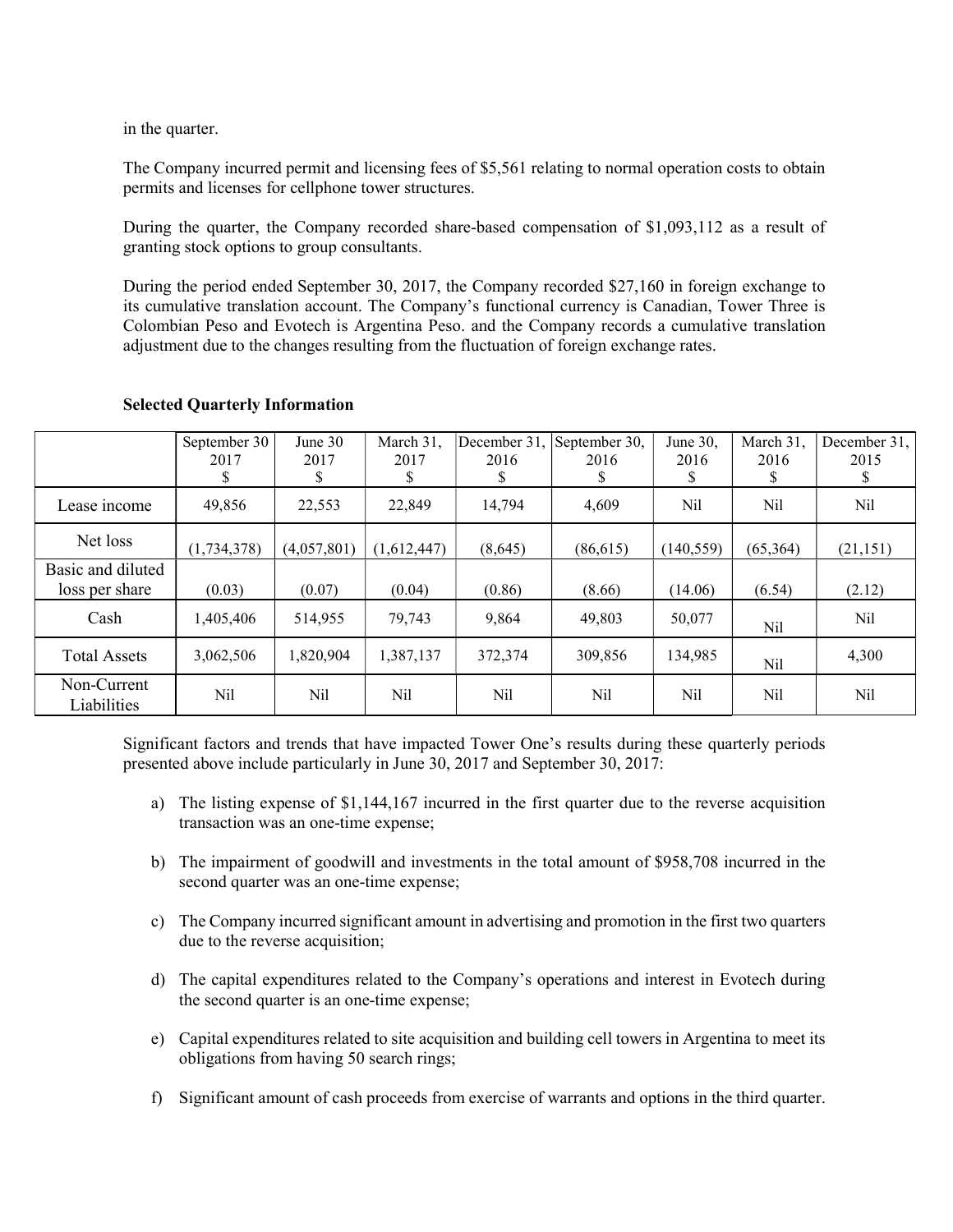in the quarter.

The Company incurred permit and licensing fees of $5,561 relating to normal operation costs to obtain permits and licenses for cellphone tower structures.

During the quarter, the Company recorded share-based compensation of $1,093,112 as a result of granting stock options to group consultants.

During the period ended September 30, 2017, the Company recorded $27,160 in foreign exchange to its cumulative translation account. The Company's functional currency is Canadian, Tower Three is Colombian Peso and Evotech is Argentina Peso. and the Company records a cumulative translation adjustment due to the changes resulting from the fluctuation of foreign exchange rates.

**Selected Quarterly Information**

| | September 30 2017 $ | June 30 2017 $ | March 31, 2017 $ | December 31, 2016 $ | September 30, 2016 $ | June 30, 2016 $ | March 31, 2016 $ | December 31, 2015 $ |
|---|---|---|---|---|---|---|---|---|
| Lease income | 49,856 | 22,553 | 22,849 | 14,794 | 4,609 | Nil | Nil | Nil |
| Net loss | (1,734,378) | (4,057,801) | (1,612,447) | (8,645) | (86,615) | (140,559) | (65,364) | (21,151) |
| Basic and diluted loss per share | (0.03) | (0.07) | (0.04) | (0.86) | (8.66) | (14.06) | (6.54) | (2.12) |
| Cash | 1,405,406 | 514,955 | 79,743 | 9,864 | 49,803 | 50,077 | Nil | Nil |
| Total Assets | 3,062,506 | 1,820,904 | 1,387,137 | 372,374 | 309,856 | 134,985 | Nil | 4,300 |
| Non-Current Liabilities | Nil | Nil | Nil | Nil | Nil | Nil | Nil | Nil |

Significant factors and trends that have impacted Tower One's results during these quarterly periods presented above include particularly in June 30, 2017 and September 30, 2017:

a) The listing expense of $1,144,167 incurred in the first quarter due to the reverse acquisition transaction was an one-time expense;

b) The impairment of goodwill and investments in the total amount of $958,708 incurred in the second quarter was an one-time expense;

c) The Company incurred significant amount in advertising and promotion in the first two quarters due to the reverse acquisition;

d) The capital expenditures related to the Company's operations and interest in Evotech during the second quarter is an one-time expense;

e) Capital expenditures related to site acquisition and building cell towers in Argentina to meet its obligations from having 50 search rings;

f) Significant amount of cash proceeds from exercise of warrants and options in the third quarter.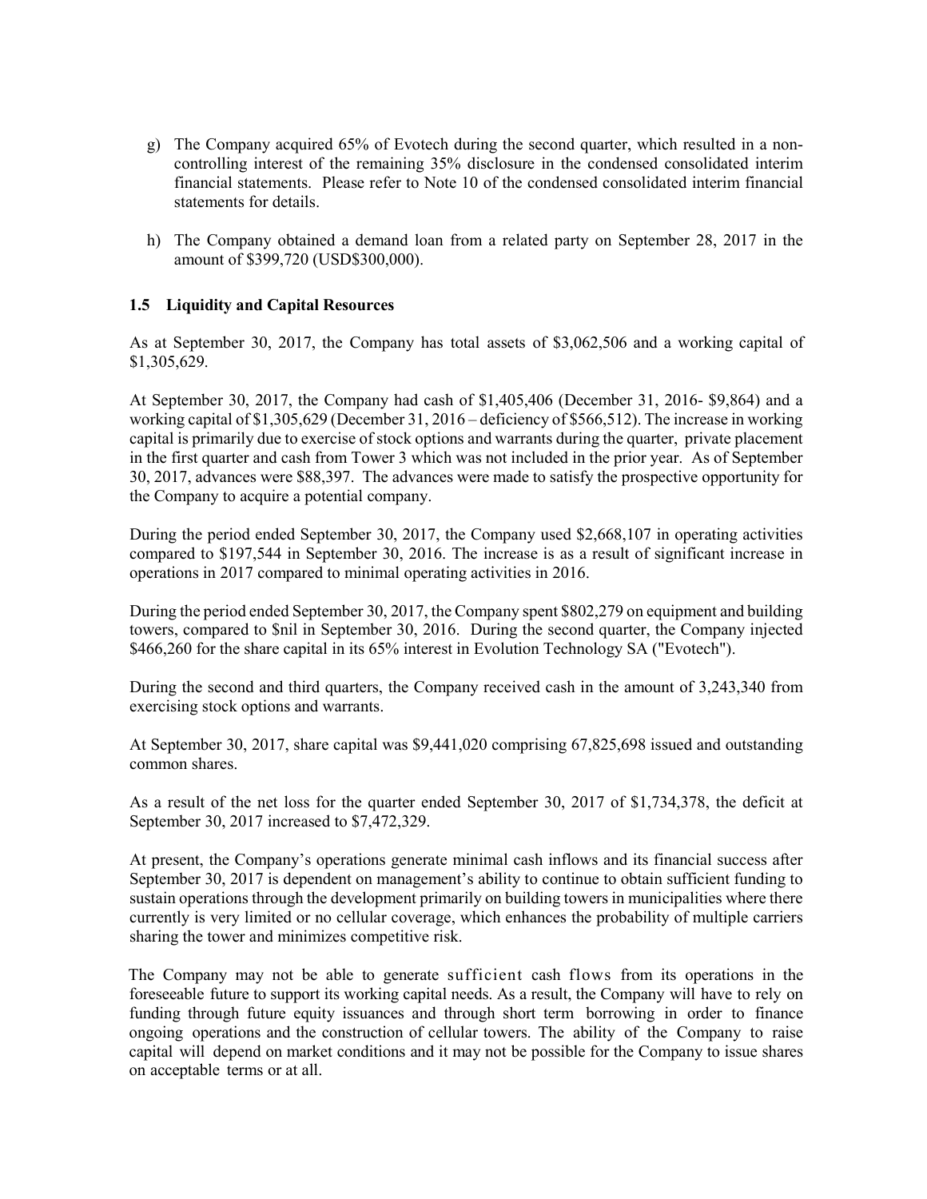g) The Company acquired 65% of Evotech during the second quarter, which resulted in a non-controlling interest of the remaining 35% disclosure in the condensed consolidated interim financial statements. Please refer to Note 10 of the condensed consolidated interim financial statements for details.

h) The Company obtained a demand loan from a related party on September 28, 2017 in the amount of $399,720 (USD$300,000).

### 1.5 Liquidity and Capital Resources

As at September 30, 2017, the Company has total assets of $3,062,506 and a working capital of $1,305,629.

At September 30, 2017, the Company had cash of $1,405,406 (December 31, 2016- $9,864) and a working capital of $1,305,629 (December 31, 2016 – deficiency of $566,512). The increase in working capital is primarily due to exercise of stock options and warrants during the quarter, private placement in the first quarter and cash from Tower 3 which was not included in the prior year. As of September 30, 2017, advances were $88,397. The advances were made to satisfy the prospective opportunity for the Company to acquire a potential company.

During the period ended September 30, 2017, the Company used $2,668,107 in operating activities compared to $197,544 in September 30, 2016. The increase is as a result of significant increase in operations in 2017 compared to minimal operating activities in 2016.

During the period ended September 30, 2017, the Company spent $802,279 on equipment and building towers, compared to $nil in September 30, 2016. During the second quarter, the Company injected $466,260 for the share capital in its 65% interest in Evolution Technology SA ("Evotech").

During the second and third quarters, the Company received cash in the amount of 3,243,340 from exercising stock options and warrants.

At September 30, 2017, share capital was $9,441,020 comprising 67,825,698 issued and outstanding common shares.

As a result of the net loss for the quarter ended September 30, 2017 of $1,734,378, the deficit at September 30, 2017 increased to $7,472,329.

At present, the Company's operations generate minimal cash inflows and its financial success after September 30, 2017 is dependent on management's ability to continue to obtain sufficient funding to sustain operations through the development primarily on building towers in municipalities where there currently is very limited or no cellular coverage, which enhances the probability of multiple carriers sharing the tower and minimizes competitive risk.

The Company may not be able to generate sufficient cash flows from its operations in the foreseeable future to support its working capital needs. As a result, the Company will have to rely on funding through future equity issuances and through short term borrowing in order to finance ongoing operations and the construction of cellular towers. The ability of the Company to raise capital will depend on market conditions and it may not be possible for the Company to issue shares on acceptable terms or at all.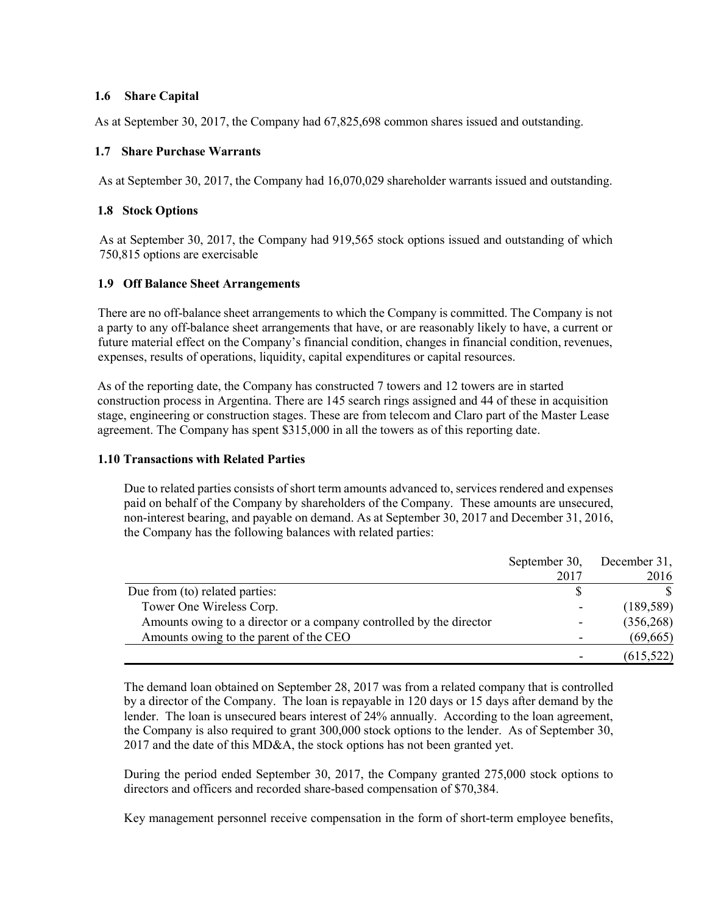### 1.6 Share Capital

As at September 30, 2017, the Company had 67,825,698 common shares issued and outstanding.

### 1.7 Share Purchase Warrants

As at September 30, 2017, the Company had 16,070,029 shareholder warrants issued and outstanding.

### 1.8 Stock Options

As at September 30, 2017, the Company had 919,565 stock options issued and outstanding of which 750,815 options are exercisable

### 1.9 Off Balance Sheet Arrangements

There are no off-balance sheet arrangements to which the Company is committed. The Company is not a party to any off-balance sheet arrangements that have, or are reasonably likely to have, a current or future material effect on the Company's financial condition, changes in financial condition, revenues, expenses, results of operations, liquidity, capital expenditures or capital resources.

As of the reporting date, the Company has constructed 7 towers and 12 towers are in started construction process in Argentina. There are 145 search rings assigned and 44 of these in acquisition stage, engineering or construction stages. These are from telecom and Claro part of the Master Lease agreement. The Company has spent $315,000 in all the towers as of this reporting date.

### 1.10 Transactions with Related Parties

Due to related parties consists of short term amounts advanced to, services rendered and expenses paid on behalf of the Company by shareholders of the Company. These amounts are unsecured, non-interest bearing, and payable on demand. As at September 30, 2017 and December 31, 2016, the Company has the following balances with related parties:

| | September 30, 2017 | December 31, 2016 |
|---|---|---|
| Due from (to) related parties: | $ | $ |
| Tower One Wireless Corp. | - | (189,589) |
| Amounts owing to a director or a company controlled by the director | - | (356,268) |
| Amounts owing to the parent of the CEO | - | (69,665) |
| | - | (615,522) |

The demand loan obtained on September 28, 2017 was from a related company that is controlled by a director of the Company. The loan is repayable in 120 days or 15 days after demand by the lender. The loan is unsecured bears interest of 24% annually. According to the loan agreement, the Company is also required to grant 300,000 stock options to the lender. As of September 30, 2017 and the date of this MD&A, the stock options has not been granted yet.

During the period ended September 30, 2017, the Company granted 275,000 stock options to directors and officers and recorded share-based compensation of $70,384.

Key management personnel receive compensation in the form of short-term employee benefits,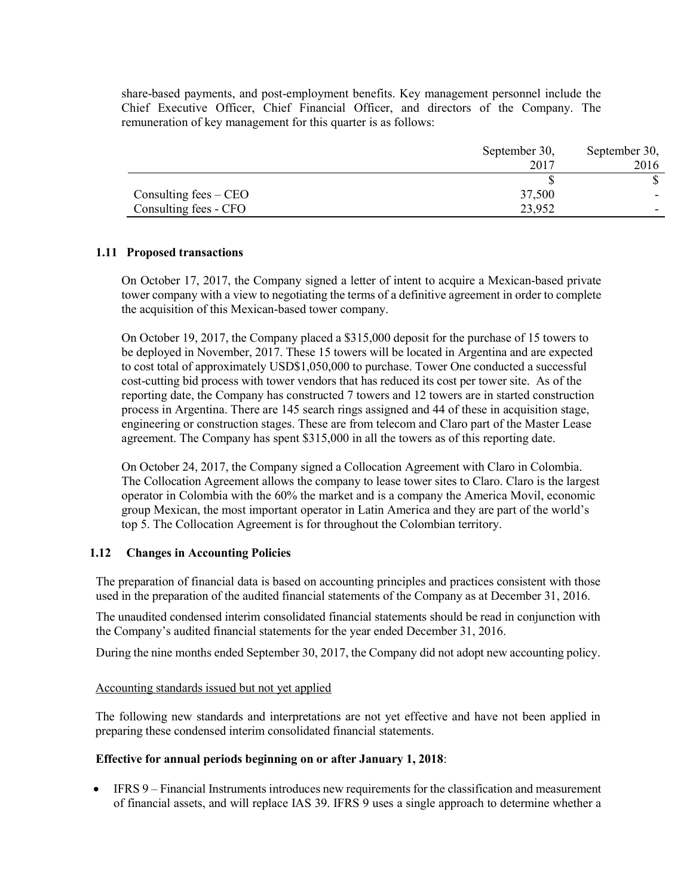share-based payments, and post-employment benefits. Key management personnel include the Chief Executive Officer, Chief Financial Officer, and directors of the Company. The remuneration of key management for this quarter is as follows:

| | September 30, 2017 | September 30, 2016 |
|---|---|---|
| | $ | $ |
| Consulting fees – CEO | 37,500 | - |
| Consulting fees - CFO | 23,952 | - |

### 1.11 Proposed transactions

On October 17, 2017, the Company signed a letter of intent to acquire a Mexican-based private tower company with a view to negotiating the terms of a definitive agreement in order to complete the acquisition of this Mexican-based tower company.

On October 19, 2017, the Company placed a $315,000 deposit for the purchase of 15 towers to be deployed in November, 2017. These 15 towers will be located in Argentina and are expected to cost total of approximately USD$1,050,000 to purchase. Tower One conducted a successful cost-cutting bid process with tower vendors that has reduced its cost per tower site. As of the reporting date, the Company has constructed 7 towers and 12 towers are in started construction process in Argentina. There are 145 search rings assigned and 44 of these in acquisition stage, engineering or construction stages. These are from telecom and Claro part of the Master Lease agreement. The Company has spent $315,000 in all the towers as of this reporting date.

On October 24, 2017, the Company signed a Collocation Agreement with Claro in Colombia. The Collocation Agreement allows the company to lease tower sites to Claro. Claro is the largest operator in Colombia with the 60% the market and is a company the America Movil, economic group Mexican, the most important operator in Latin America and they are part of the world's top 5. The Collocation Agreement is for throughout the Colombian territory.

### 1.12 Changes in Accounting Policies

The preparation of financial data is based on accounting principles and practices consistent with those used in the preparation of the audited financial statements of the Company as at December 31, 2016.

The unaudited condensed interim consolidated financial statements should be read in conjunction with the Company's audited financial statements for the year ended December 31, 2016.

During the nine months ended September 30, 2017, the Company did not adopt new accounting policy.

Accounting standards issued but not yet applied

The following new standards and interpretations are not yet effective and have not been applied in preparing these condensed interim consolidated financial statements.

**Effective for annual periods beginning on or after January 1, 2018**:

- IFRS 9 – Financial Instruments introduces new requirements for the classification and measurement of financial assets, and will replace IAS 39. IFRS 9 uses a single approach to determine whether a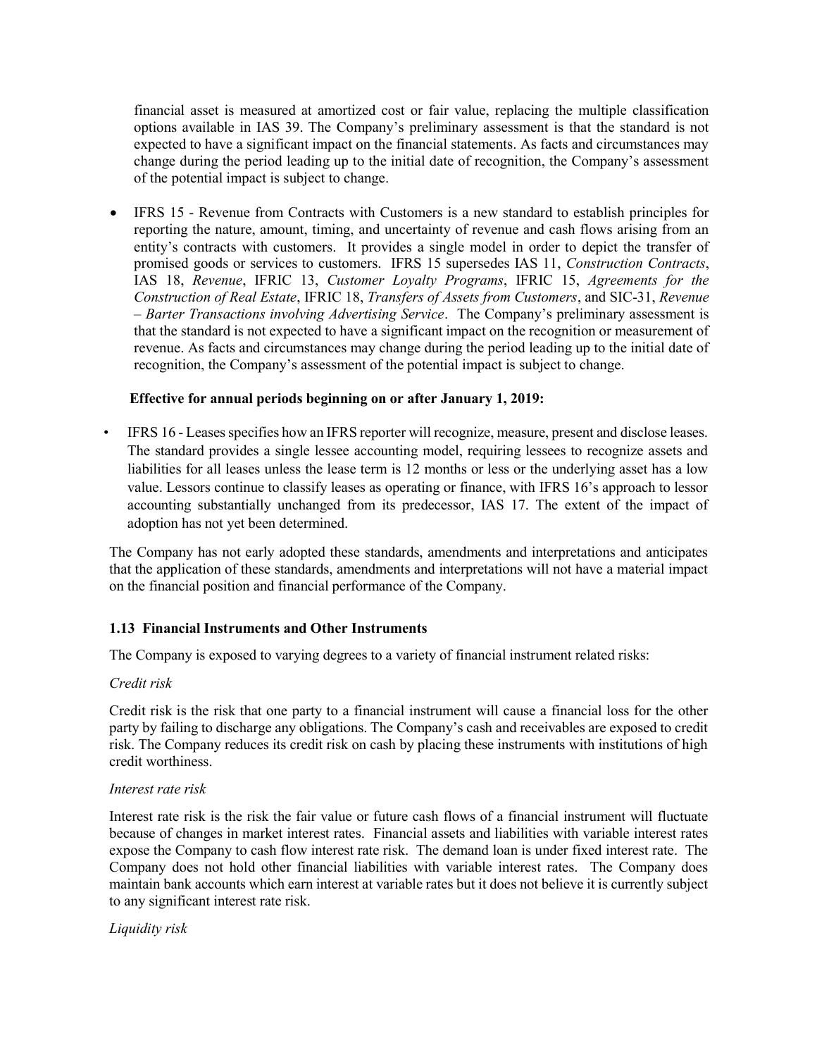financial asset is measured at amortized cost or fair value, replacing the multiple classification options available in IAS 39. The Company's preliminary assessment is that the standard is not expected to have a significant impact on the financial statements. As facts and circumstances may change during the period leading up to the initial date of recognition, the Company's assessment of the potential impact is subject to change.

- IFRS 15 - Revenue from Contracts with Customers is a new standard to establish principles for reporting the nature, amount, timing, and uncertainty of revenue and cash flows arising from an entity's contracts with customers. It provides a single model in order to depict the transfer of promised goods or services to customers. IFRS 15 supersedes IAS 11, *Construction Contracts*, IAS 18, *Revenue*, IFRIC 13, *Customer Loyalty Programs*, IFRIC 15, *Agreements for the Construction of Real Estate*, IFRIC 18, *Transfers of Assets from Customers*, and SIC-31, *Revenue – Barter Transactions involving Advertising Service*. The Company's preliminary assessment is that the standard is not expected to have a significant impact on the recognition or measurement of revenue. As facts and circumstances may change during the period leading up to the initial date of recognition, the Company's assessment of the potential impact is subject to change.

**Effective for annual periods beginning on or after January 1, 2019:**

- IFRS 16 - Leases specifies how an IFRS reporter will recognize, measure, present and disclose leases. The standard provides a single lessee accounting model, requiring lessees to recognize assets and liabilities for all leases unless the lease term is 12 months or less or the underlying asset has a low value. Lessors continue to classify leases as operating or finance, with IFRS 16's approach to lessor accounting substantially unchanged from its predecessor, IAS 17. The extent of the impact of adoption has not yet been determined.

The Company has not early adopted these standards, amendments and interpretations and anticipates that the application of these standards, amendments and interpretations will not have a material impact on the financial position and financial performance of the Company.

### 1.13 Financial Instruments and Other Instruments

The Company is exposed to varying degrees to a variety of financial instrument related risks:

*Credit risk*

Credit risk is the risk that one party to a financial instrument will cause a financial loss for the other party by failing to discharge any obligations. The Company's cash and receivables are exposed to credit risk. The Company reduces its credit risk on cash by placing these instruments with institutions of high credit worthiness.

*Interest rate risk*

Interest rate risk is the risk the fair value or future cash flows of a financial instrument will fluctuate because of changes in market interest rates. Financial assets and liabilities with variable interest rates expose the Company to cash flow interest rate risk. The demand loan is under fixed interest rate. The Company does not hold other financial liabilities with variable interest rates. The Company does maintain bank accounts which earn interest at variable rates but it does not believe it is currently subject to any significant interest rate risk.

*Liquidity risk*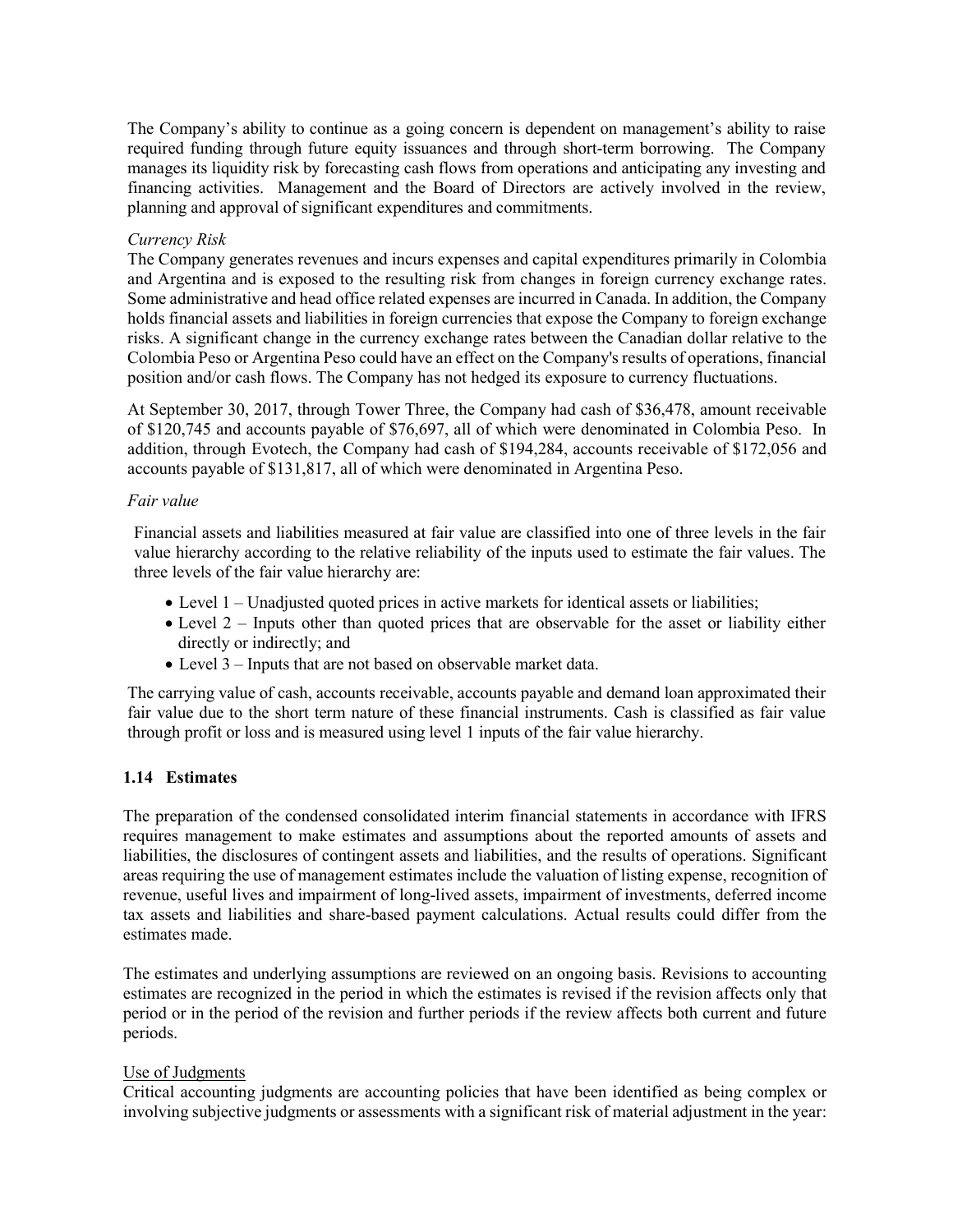The Company's ability to continue as a going concern is dependent on management's ability to raise required funding through future equity issuances and through short-term borrowing. The Company manages its liquidity risk by forecasting cash flows from operations and anticipating any investing and financing activities. Management and the Board of Directors are actively involved in the review, planning and approval of significant expenditures and commitments.

*Currency Risk*

The Company generates revenues and incurs expenses and capital expenditures primarily in Colombia and Argentina and is exposed to the resulting risk from changes in foreign currency exchange rates. Some administrative and head office related expenses are incurred in Canada. In addition, the Company holds financial assets and liabilities in foreign currencies that expose the Company to foreign exchange risks. A significant change in the currency exchange rates between the Canadian dollar relative to the Colombia Peso or Argentina Peso could have an effect on the Company's results of operations, financial position and/or cash flows. The Company has not hedged its exposure to currency fluctuations.

At September 30, 2017, through Tower Three, the Company had cash of $36,478, amount receivable of $120,745 and accounts payable of $76,697, all of which were denominated in Colombia Peso. In addition, through Evotech, the Company had cash of $194,284, accounts receivable of $172,056 and accounts payable of $131,817, all of which were denominated in Argentina Peso.

*Fair value*

Financial assets and liabilities measured at fair value are classified into one of three levels in the fair value hierarchy according to the relative reliability of the inputs used to estimate the fair values. The three levels of the fair value hierarchy are:

- Level 1 – Unadjusted quoted prices in active markets for identical assets or liabilities;
- Level 2 – Inputs other than quoted prices that are observable for the asset or liability either directly or indirectly; and
- Level 3 – Inputs that are not based on observable market data.

The carrying value of cash, accounts receivable, accounts payable and demand loan approximated their fair value due to the short term nature of these financial instruments. Cash is classified as fair value through profit or loss and is measured using level 1 inputs of the fair value hierarchy.

### 1.14 Estimates

The preparation of the condensed consolidated interim financial statements in accordance with IFRS requires management to make estimates and assumptions about the reported amounts of assets and liabilities, the disclosures of contingent assets and liabilities, and the results of operations. Significant areas requiring the use of management estimates include the valuation of listing expense, recognition of revenue, useful lives and impairment of long-lived assets, impairment of investments, deferred income tax assets and liabilities and share-based payment calculations. Actual results could differ from the estimates made.

The estimates and underlying assumptions are reviewed on an ongoing basis. Revisions to accounting estimates are recognized in the period in which the estimates is revised if the revision affects only that period or in the period of the revision and further periods if the review affects both current and future periods.

Use of Judgments

Critical accounting judgments are accounting policies that have been identified as being complex or involving subjective judgments or assessments with a significant risk of material adjustment in the year: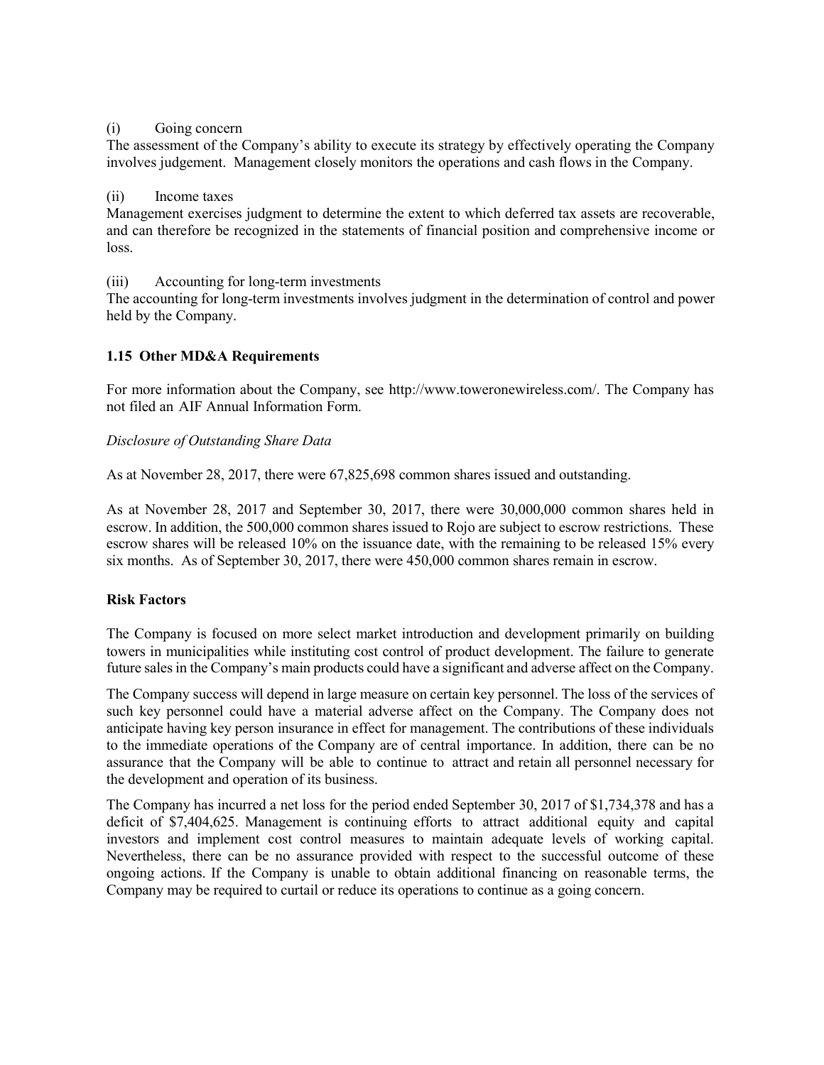(i) Going concern

The assessment of the Company's ability to execute its strategy by effectively operating the Company involves judgement. Management closely monitors the operations and cash flows in the Company.

(ii) Income taxes

Management exercises judgment to determine the extent to which deferred tax assets are recoverable, and can therefore be recognized in the statements of financial position and comprehensive income or loss.

(iii) Accounting for long-term investments

The accounting for long-term investments involves judgment in the determination of control and power held by the Company.

## 1.15 Other MD&A Requirements

For more information about the Company, see http://www.toweronewireless.com/. The Company has not filed an AIF Annual Information Form.

*Disclosure of Outstanding Share Data*

As at November 28, 2017, there were 67,825,698 common shares issued and outstanding.

As at November 28, 2017 and September 30, 2017, there were 30,000,000 common shares held in escrow. In addition, the 500,000 common shares issued to Rojo are subject to escrow restrictions. These escrow shares will be released 10% on the issuance date, with the remaining to be released 15% every six months. As of September 30, 2017, there were 450,000 common shares remain in escrow.

## Risk Factors

The Company is focused on more select market introduction and development primarily on building towers in municipalities while instituting cost control of product development. The failure to generate future sales in the Company's main products could have a significant and adverse affect on the Company.

The Company success will depend in large measure on certain key personnel. The loss of the services of such key personnel could have a material adverse affect on the Company. The Company does not anticipate having key person insurance in effect for management. The contributions of these individuals to the immediate operations of the Company are of central importance. In addition, there can be no assurance that the Company will be able to continue to attract and retain all personnel necessary for the development and operation of its business.

The Company has incurred a net loss for the period ended September 30, 2017 of $1,734,378 and has a deficit of $7,404,625. Management is continuing efforts to attract additional equity and capital investors and implement cost control measures to maintain adequate levels of working capital. Nevertheless, there can be no assurance provided with respect to the successful outcome of these ongoing actions. If the Company is unable to obtain additional financing on reasonable terms, the Company may be required to curtail or reduce its operations to continue as a going concern.